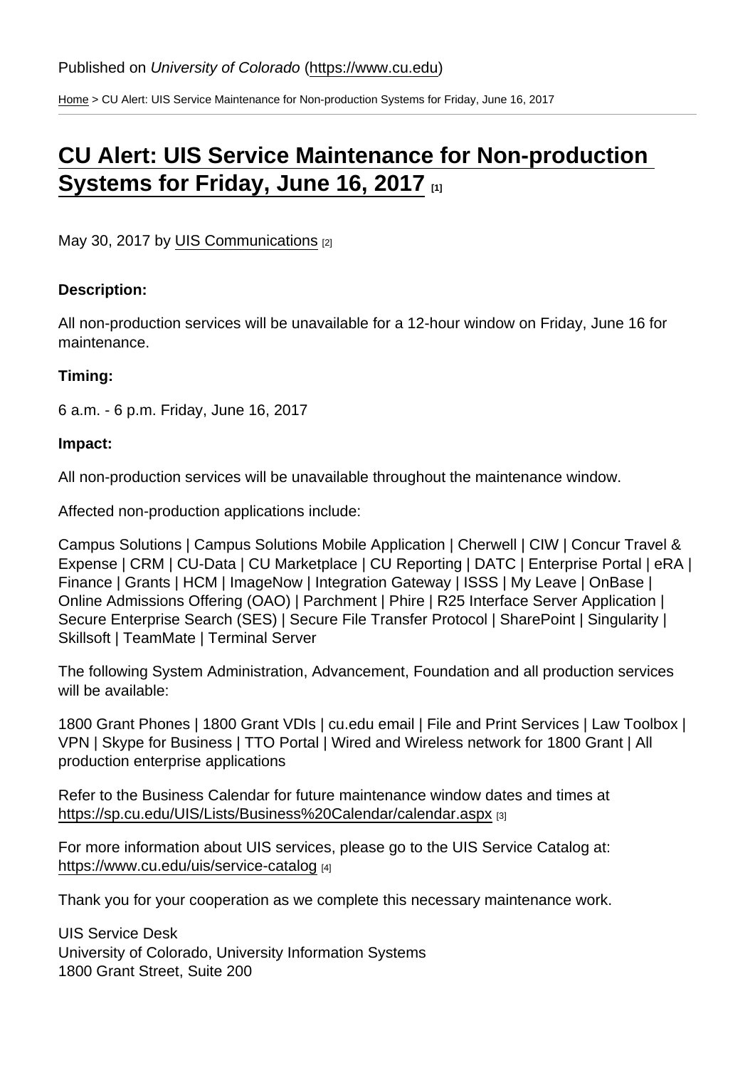Published on *University of Colorado* (https://www.cu.edu)

Home > CU Alert: UIS Service Maintenance for Non-production Systems for Friday, June 16, 2017

# CU Alert: UIS Service Maintenance for Non-production Systems for Friday, June 16, 2017 [1]

May 30, 2017 by UIS Communications [2]

**Description:**

All non-production services will be unavailable for a 12-hour window on Friday, June 16 for maintenance.

**Timing:**

6 a.m. - 6 p.m. Friday, June 16, 2017

**Impact:**

All non-production services will be unavailable throughout the maintenance window.

Affected non-production applications include:

Campus Solutions | Campus Solutions Mobile Application | Cherwell | CIW | Concur Travel & Expense | CRM | CU-Data | CU Marketplace | CU Reporting | DATC | Enterprise Portal | eRA | Finance | Grants | HCM | ImageNow | Integration Gateway | ISSS | My Leave | OnBase | Online Admissions Offering (OAO) | Parchment | Phire | R25 Interface Server Application | Secure Enterprise Search (SES) | Secure File Transfer Protocol | SharePoint | Singularity | Skillsoft | TeamMate | Terminal Server

The following System Administration, Advancement, Foundation and all production services will be available:

1800 Grant Phones | 1800 Grant VDIs | cu.edu email | File and Print Services | Law Toolbox | VPN | Skype for Business | TTO Portal | Wired and Wireless network for 1800 Grant | All production enterprise applications

Refer to the Business Calendar for future maintenance window dates and times at https://sp.cu.edu/UIS/Lists/Business%20Calendar/calendar.aspx [3]

For more information about UIS services, please go to the UIS Service Catalog at: https://www.cu.edu/uis/service-catalog [4]

Thank you for your cooperation as we complete this necessary maintenance work.

UIS Service Desk
University of Colorado, University Information Systems
1800 Grant Street, Suite 200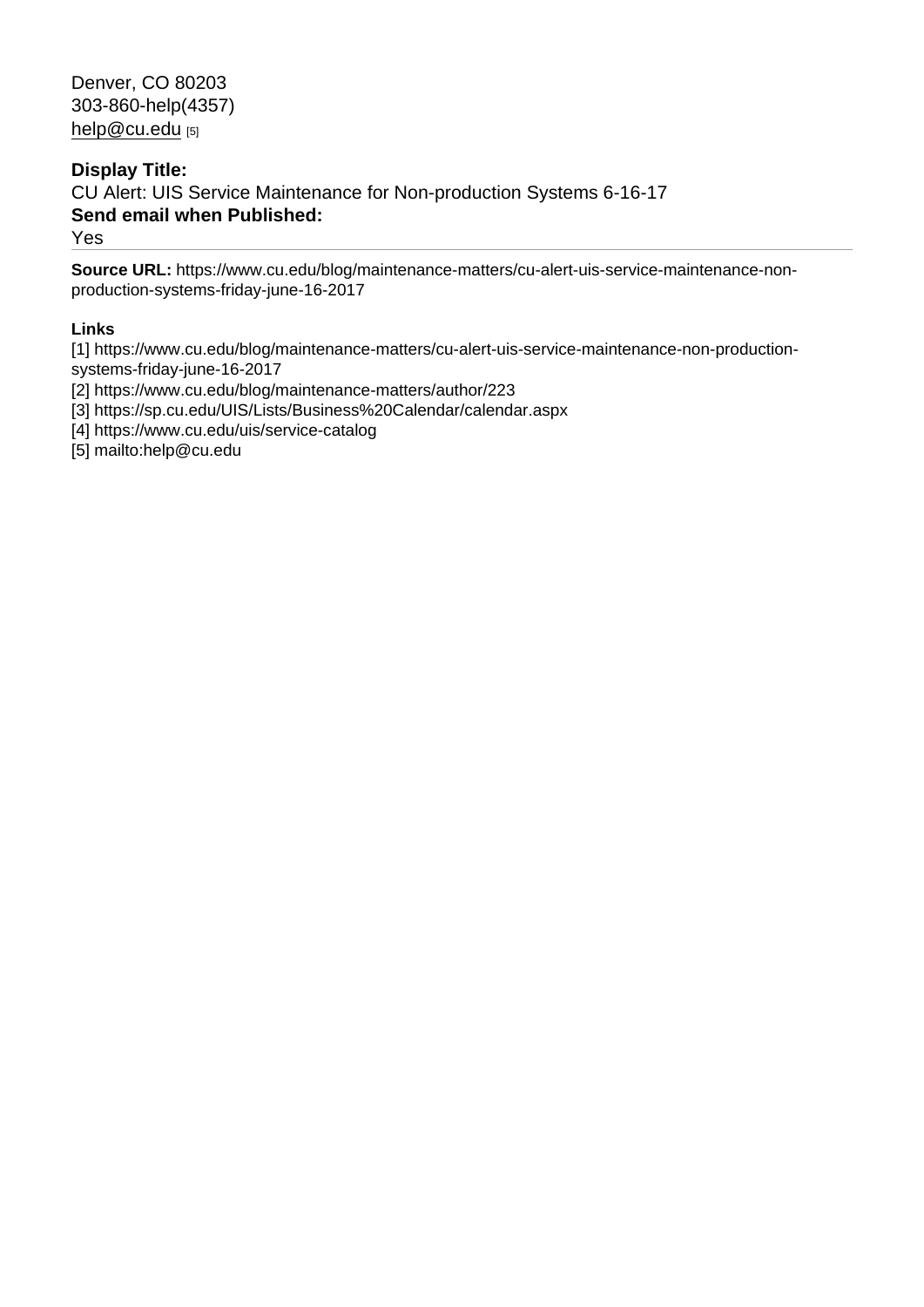Denver, CO 80203
303-860-help(4357)
help@cu.edu [5]

**Display Title:**
CU Alert: UIS Service Maintenance for Non-production Systems 6-16-17
**Send email when Published:**
Yes

---

**Source URL:** https://www.cu.edu/blog/maintenance-matters/cu-alert-uis-service-maintenance-non-production-systems-friday-june-16-2017

**Links**
[1] https://www.cu.edu/blog/maintenance-matters/cu-alert-uis-service-maintenance-non-production-systems-friday-june-16-2017
[2] https://www.cu.edu/blog/maintenance-matters/author/223
[3] https://sp.cu.edu/UIS/Lists/Business%20Calendar/calendar.aspx
[4] https://www.cu.edu/uis/service-catalog
[5] mailto:help@cu.edu